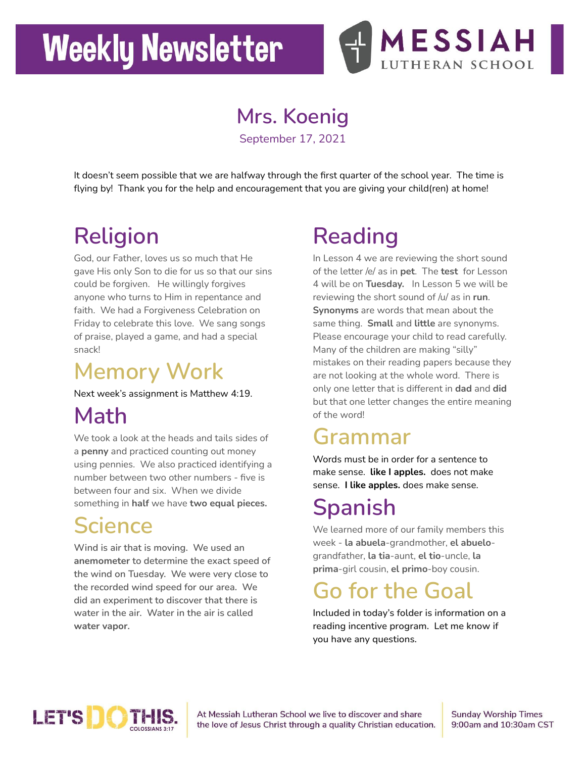# Weekly Newsletter

MESSIAH LUTHERAN SCHOOL

## Mrs. Koenig

September 17, 2021

It doesn't seem possible that we are halfway through the first quarter of the school year. The time is flying by! Thank you for the help and encouragement that you are giving your child(ren) at home!

## Religion

God, our Father, loves us so much that He gave His only Son to die for us so that our sins could be forgiven. He willingly forgives anyone who turns to Him in repentance and faith. We had a Forgiveness Celebration on Friday to celebrate this love. We sang songs of praise, played a game, and had a special snack!

## Memory Work

Next week's assignment is Matthew 4:19.

## Math

We took a look at the heads and tails sides of a **penny** and practiced counting out money using pennies. We also practiced identifying a number between two other numbers - five is between four and six. When we divide something in **half** we have **two equal pieces.**

## Science

Wind is air that is moving. We used an **anemometer** to determine the exact speed of the wind on Tuesday. We were very close to the recorded wind speed for our area. We did an experiment to discover that there is water in the air. Water in the air is called **water vapor.**

## Reading

In Lesson 4 we are reviewing the short sound of the letter /e/ as in **pet**. The **test** for Lesson 4 will be on **Tuesday.** In Lesson 5 we will be reviewing the short sound of /u/ as in **run**. **Synonyms** are words that mean about the same thing. **Small** and **little** are synonyms. Please encourage your child to read carefully. Many of the children are making "silly" mistakes on their reading papers because they are not looking at the whole word. There is only one letter that is different in **dad** and **did** but that one letter changes the entire meaning of the word!

## Grammar

Words must be in order for a sentence to make sense. **like I apples.** does not make sense. **I like apples.** does make sense.

## Spanish

We learned more of our family members this week - **la abuela**-grandmother, **el abuelo**-grandfather, **la tia**-aunt, **el tio**-uncle, **la prima**-girl cousin, **el primo**-boy cousin.

## Go for the Goal

Included in today's folder is information on a reading incentive program. Let me know if you have any questions.

LET'S DO THIS. COLOSSIANS 3:17

At Messiah Lutheran School we live to discover and share the love of Jesus Christ through a quality Christian education.

Sunday Worship Times
9:00am and 10:30am CST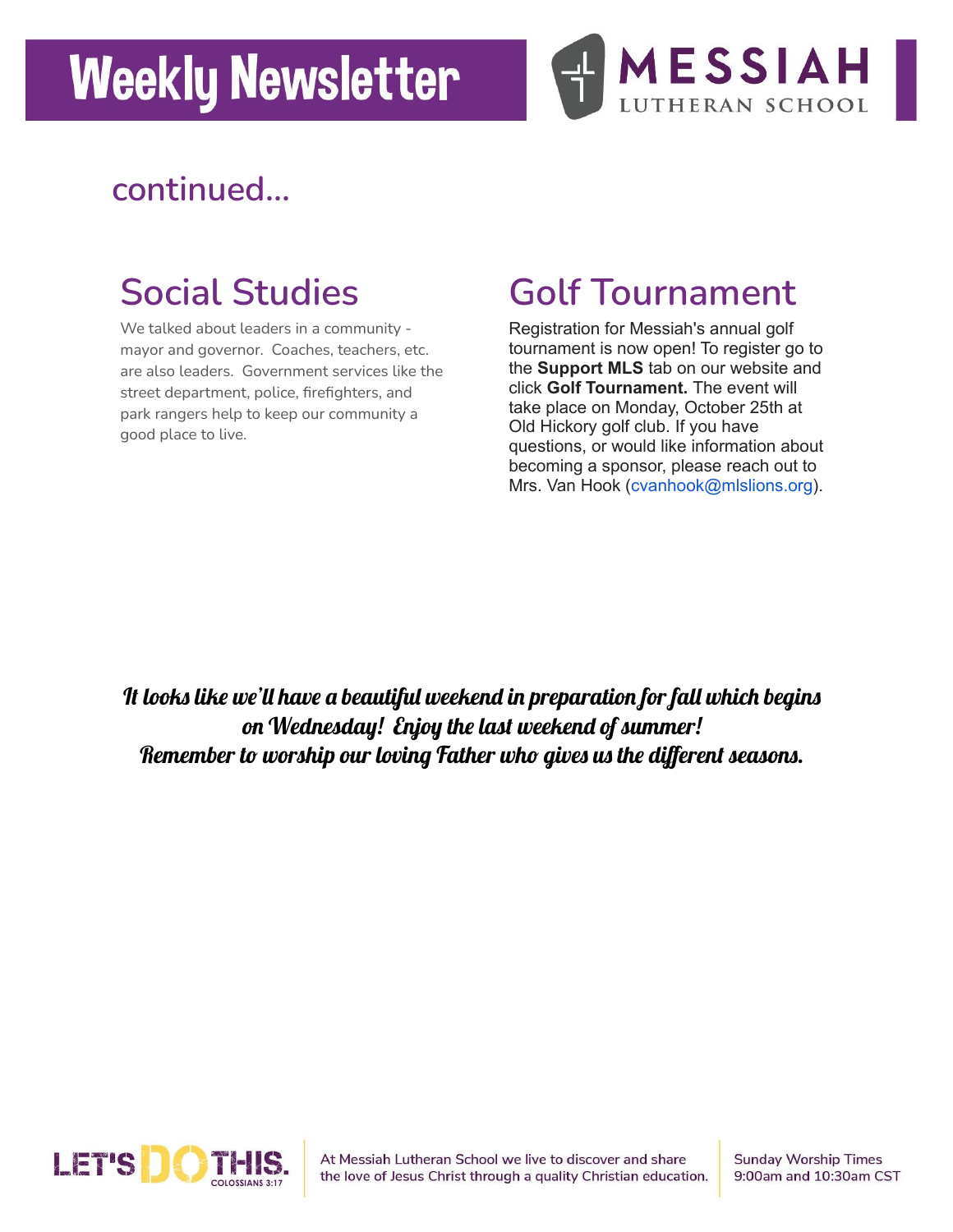continued...

## Social Studies

We talked about leaders in a community - mayor and governor. Coaches, teachers, etc. are also leaders. Government services like the street department, police, firefighters, and park rangers help to keep our community a good place to live.

## Golf Tournament

Registration for Messiah's annual golf tournament is now open! To register go to the **Support MLS** tab on our website and click **Golf Tournament.** The event will take place on Monday, October 25th at Old Hickory golf club. If you have questions, or would like information about becoming a sponsor, please reach out to Mrs. Van Hook (cvanhook@mlslions.org).

***It looks like we'll have a beautiful weekend in preparation for fall which begins on Wednesday! Enjoy the last weekend of summer! Remember to worship our loving Father who gives us the different seasons.***